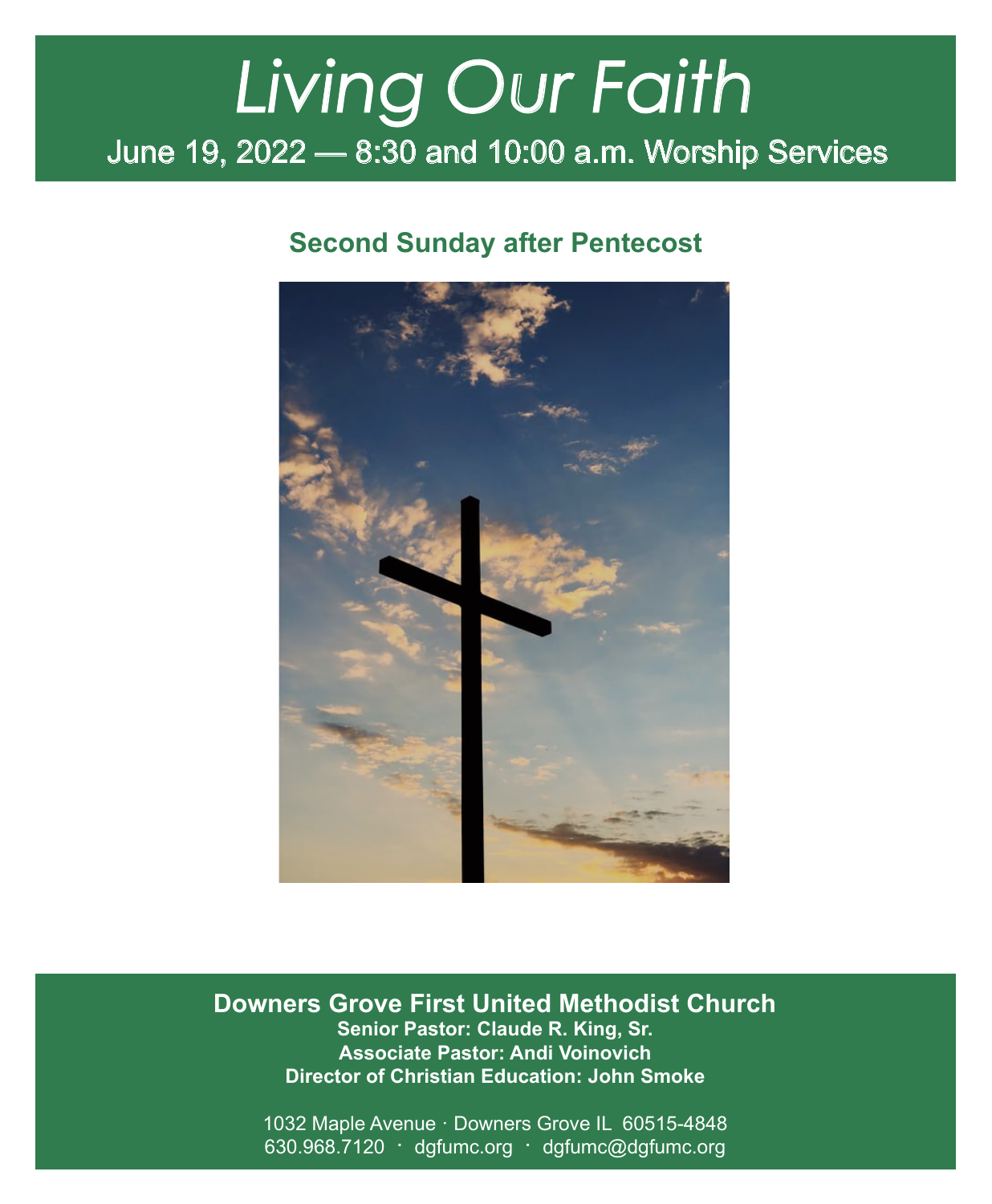# *Living Our Faith*

June 19, 2022 — 8:30 and 10:00 a.m. Worship Services

## Second Sunday after Pentecost

**Downers Grove First United Methodist Church**

**Senior Pastor: Claude R. King, Sr.**
**Associate Pastor: Andi Voinovich**
**Director of Christian Education: John Smoke**

1032 Maple Avenue · Downers Grove IL 60515-4848
630.968.7120 · dgfumc.org · dgfumc@dgfumc.org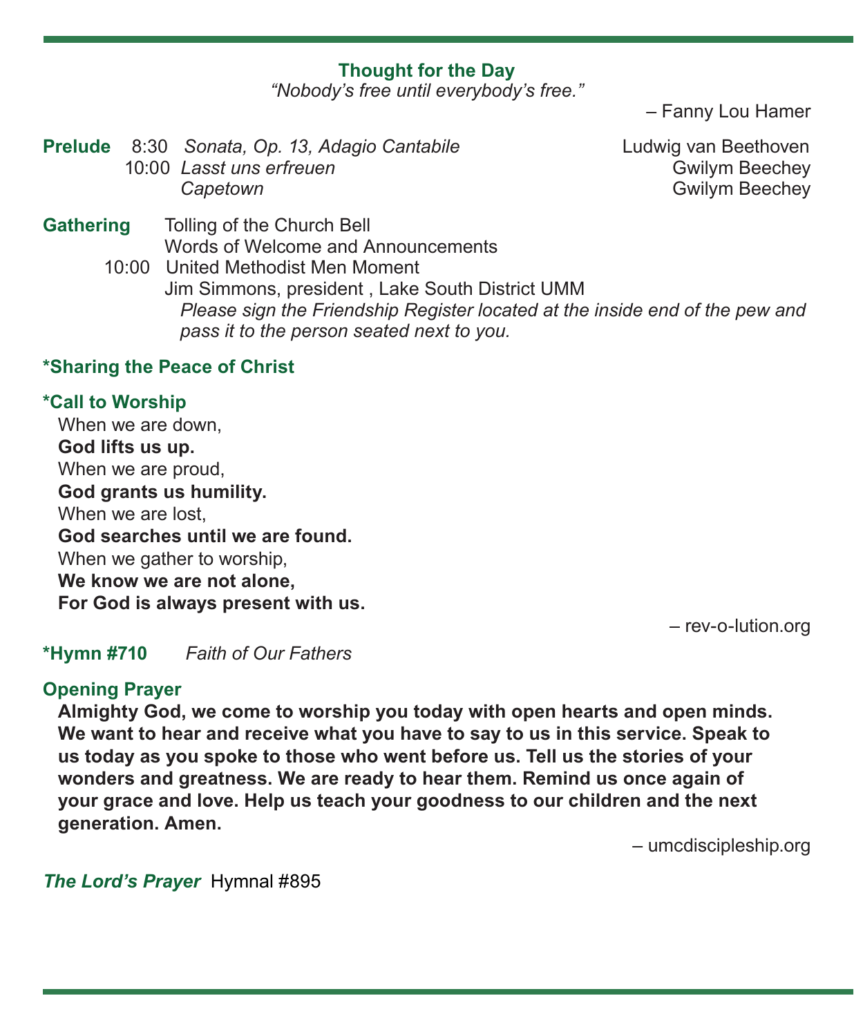## Thought for the Day

*"Nobody's free until everybody's free."*

– Fanny Lou Hamer

**Prelude** 8:30 *Sonata, Op. 13, Adagio Cantabile* — Ludwig van Beethoven
10:00 *Lasst uns erfreuen* — Gwilym Beechey
*Capetown* — Gwilym Beechey

**Gathering** Tolling of the Church Bell
Words of Welcome and Announcements
10:00 United Methodist Men Moment
Jim Simmons, president , Lake South District UMM
*Please sign the Friendship Register located at the inside end of the pew and pass it to the person seated next to you.*

**\*Sharing the Peace of Christ**

**\*Call to Worship**

When we are down,
**God lifts us up.**
When we are proud,
**God grants us humility.**
When we are lost,
**God searches until we are found.**
When we gather to worship,
**We know we are not alone,**
**For God is always present with us.**

– rev-o-lution.org

**\*Hymn #710** *Faith of Our Fathers*

**Opening Prayer**

**Almighty God, we come to worship you today with open hearts and open minds. We want to hear and receive what you have to say to us in this service. Speak to us today as you spoke to those who went before us. Tell us the stories of your wonders and greatness. We are ready to hear them. Remind us once again of your grace and love. Help us teach your goodness to our children and the next generation. Amen.**

– umcdiscipleship.org

***The Lord's Prayer*** Hymnal #895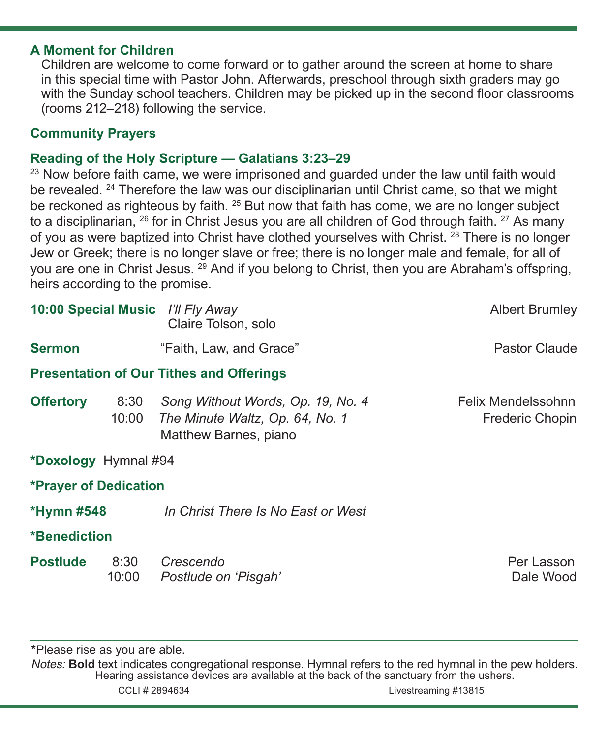### A Moment for Children

Children are welcome to come forward or to gather around the screen at home to share in this special time with Pastor John. Afterwards, preschool through sixth graders may go with the Sunday school teachers. Children may be picked up in the second floor classrooms (rooms 212–218) following the service.

### Community Prayers

### Reading of the Holy Scripture — Galatians 3:23–29

[23] Now before faith came, we were imprisoned and guarded under the law until faith would be revealed. [24] Therefore the law was our disciplinarian until Christ came, so that we might be reckoned as righteous by faith. [25] But now that faith has come, we are no longer subject to a disciplinarian, [26] for in Christ Jesus you are all children of God through faith. [27] As many of you as were baptized into Christ have clothed yourselves with Christ. [28] There is no longer Jew or Greek; there is no longer slave or free; there is no longer male and female, for all of you are one in Christ Jesus. [29] And if you belong to Christ, then you are Abraham's offspring, heirs according to the promise.

**10:00 Special Music** *I'll Fly Away* — Albert Brumley
Claire Tolson, solo

**Sermon** "Faith, Law, and Grace" — Pastor Claude

### Presentation of Our Tithes and Offerings

**Offertory**
8:30 *Song Without Words, Op. 19, No. 4* — Felix Mendelssohn
10:00 *The Minute Waltz, Op. 64, No. 1* — Frederic Chopin
Matthew Barnes, piano

**\*Doxology** Hymnal #94

**\*Prayer of Dedication**

**\*Hymn #548** *In Christ There Is No East or West*

**\*Benediction**

**Postlude**
8:30 *Crescendo* — Per Lasson
10:00 *Postlude on 'Pisgah'* — Dale Wood

---

\*Please rise as you are able.

*Notes:* **Bold** text indicates congregational response. Hymnal refers to the red hymnal in the pew holders.
Hearing assistance devices are available at the back of the sanctuary from the ushers.

CCLI # 2894634 Livestreaming #13815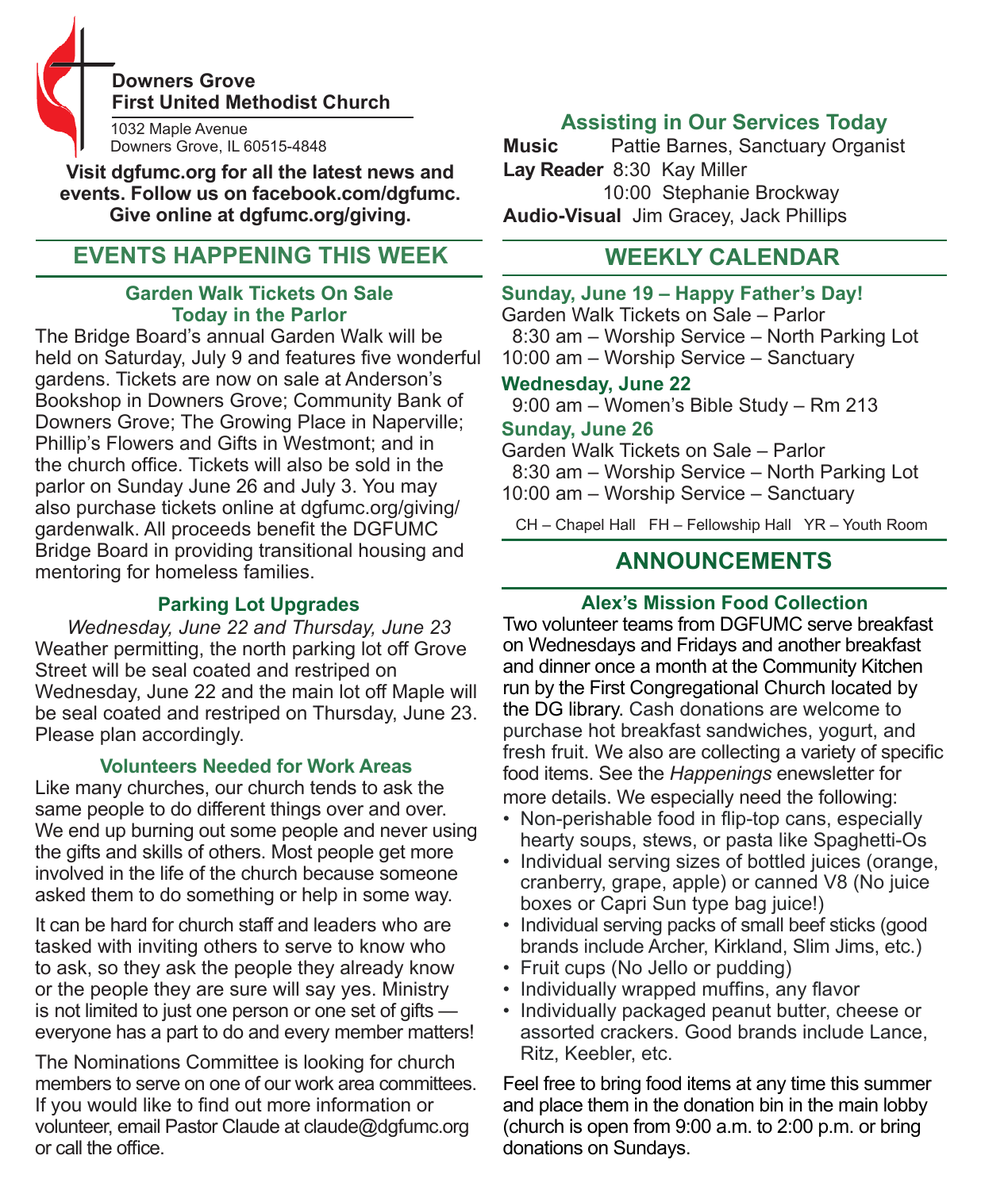**Downers Grove**
**First United Methodist Church**
1032 Maple Avenue
Downers Grove, IL 60515-4848

**Visit dgfumc.org for all the latest news and events. Follow us on facebook.com/dgfumc. Give online at dgfumc.org/giving.**

## EVENTS HAPPENING THIS WEEK

### Garden Walk Tickets On Sale Today in the Parlor

The Bridge Board's annual Garden Walk will be held on Saturday, July 9 and features five wonderful gardens. Tickets are now on sale at Anderson's Bookshop in Downers Grove; Community Bank of Downers Grove; The Growing Place in Naperville; Phillip's Flowers and Gifts in Westmont; and in the church office. Tickets will also be sold in the parlor on Sunday June 26 and July 3. You may also purchase tickets online at dgfumc.org/giving/gardenwalk. All proceeds benefit the DGFUMC Bridge Board in providing transitional housing and mentoring for homeless families.

### Parking Lot Upgrades

*Wednesday, June 22 and Thursday, June 23*

Weather permitting, the north parking lot off Grove Street will be seal coated and restriped on Wednesday, June 22 and the main lot off Maple will be seal coated and restriped on Thursday, June 23. Please plan accordingly.

### Volunteers Needed for Work Areas

Like many churches, our church tends to ask the same people to do different things over and over. We end up burning out some people and never using the gifts and skills of others. Most people get more involved in the life of the church because someone asked them to do something or help in some way.

It can be hard for church staff and leaders who are tasked with inviting others to serve to know who to ask, so they ask the people they already know or the people they are sure will say yes. Ministry is not limited to just one person or one set of gifts — everyone has a part to do and every member matters!

The Nominations Committee is looking for church members to serve on one of our work area committees. If you would like to find out more information or volunteer, email Pastor Claude at claude@dgfumc.org or call the office.

## Assisting in Our Services Today

**Music** Pattie Barnes, Sanctuary Organist
**Lay Reader** 8:30 Kay Miller
10:00 Stephanie Brockway
**Audio-Visual** Jim Gracey, Jack Phillips

## WEEKLY CALENDAR

**Sunday, June 19 – Happy Father's Day!**
Garden Walk Tickets on Sale – Parlor
8:30 am – Worship Service – North Parking Lot
10:00 am – Worship Service – Sanctuary

**Wednesday, June 22**
9:00 am – Women's Bible Study – Rm 213

**Sunday, June 26**
Garden Walk Tickets on Sale – Parlor
8:30 am – Worship Service – North Parking Lot
10:00 am – Worship Service – Sanctuary

CH – Chapel Hall FH – Fellowship Hall YR – Youth Room

## ANNOUNCEMENTS

### Alex's Mission Food Collection

Two volunteer teams from DGFUMC serve breakfast on Wednesdays and Fridays and another breakfast and dinner once a month at the Community Kitchen run by the First Congregational Church located by the DG library. Cash donations are welcome to purchase hot breakfast sandwiches, yogurt, and fresh fruit. We also are collecting a variety of specific food items. See the *Happenings* enewsletter for more details. We especially need the following:

- Non-perishable food in flip-top cans, especially hearty soups, stews, or pasta like Spaghetti-Os
- Individual serving sizes of bottled juices (orange, cranberry, grape, apple) or canned V8 (No juice boxes or Capri Sun type bag juice!)
- Individual serving packs of small beef sticks (good brands include Archer, Kirkland, Slim Jims, etc.)
- Fruit cups (No Jello or pudding)
- Individually wrapped muffins, any flavor
- Individually packaged peanut butter, cheese or assorted crackers. Good brands include Lance, Ritz, Keebler, etc.

Feel free to bring food items at any time this summer and place them in the donation bin in the main lobby (church is open from 9:00 a.m. to 2:00 p.m. or bring donations on Sundays.